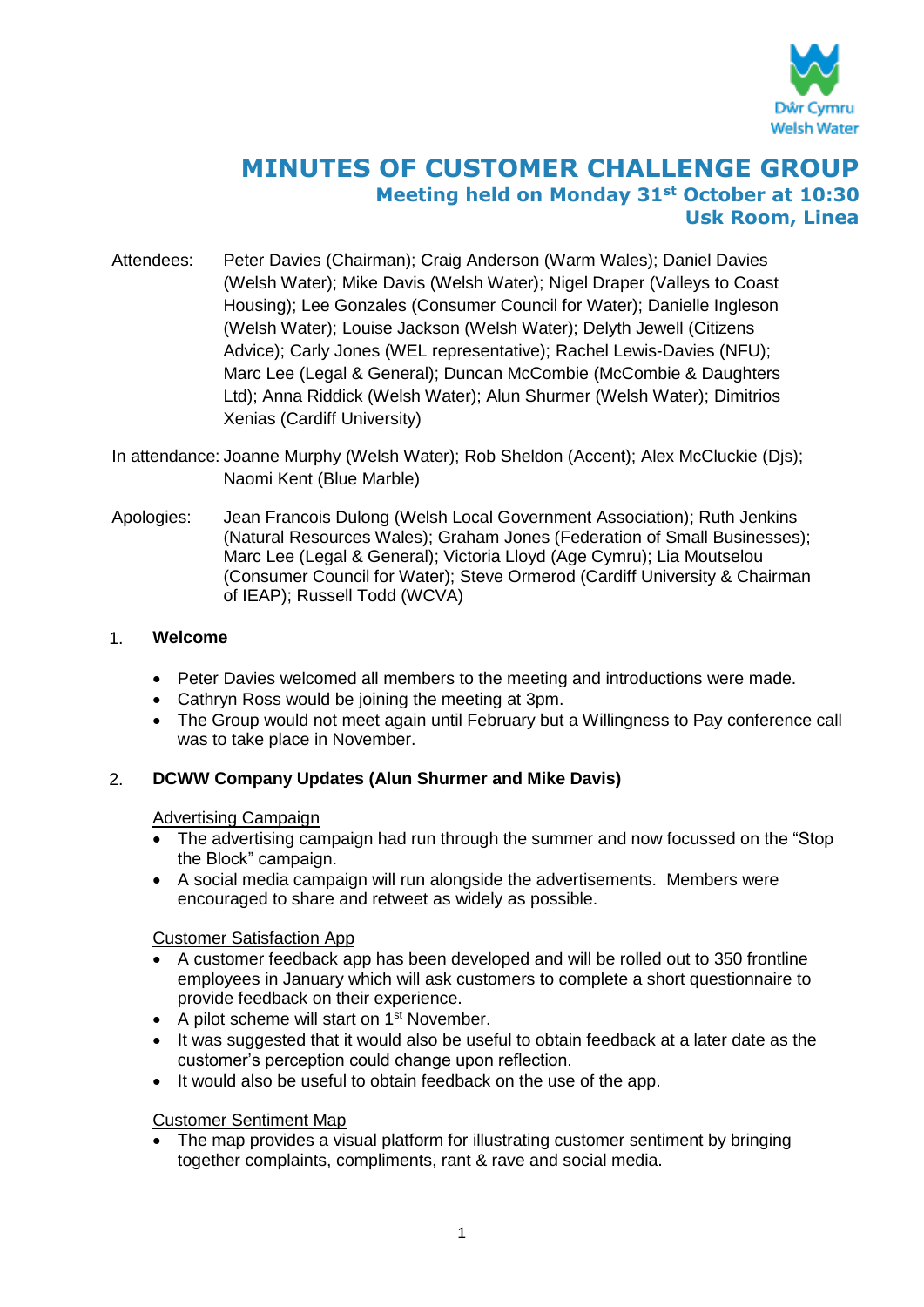# MINUTES OF CUSTOMER CHALLENGE GROUP

## Meeting held on Monday 31st October at 10:30

## Usk Room, Linea

Attendees: Peter Davies (Chairman); Craig Anderson (Warm Wales); Daniel Davies (Welsh Water); Mike Davis (Welsh Water); Nigel Draper (Valleys to Coast Housing); Lee Gonzales (Consumer Council for Water); Danielle Ingleson (Welsh Water); Louise Jackson (Welsh Water); Delyth Jewell (Citizens Advice); Carly Jones (WEL representative); Rachel Lewis-Davies (NFU); Marc Lee (Legal & General); Duncan McCombie (McCombie & Daughters Ltd); Anna Riddick (Welsh Water); Alun Shurmer (Welsh Water); Dimitrios Xenias (Cardiff University)

In attendance: Joanne Murphy (Welsh Water); Rob Sheldon (Accent); Alex McCluckie (Djs); Naomi Kent (Blue Marble)

Apologies: Jean Francois Dulong (Welsh Local Government Association); Ruth Jenkins (Natural Resources Wales); Graham Jones (Federation of Small Businesses); Marc Lee (Legal & General); Victoria Lloyd (Age Cymru); Lia Moutselou (Consumer Council for Water); Steve Ormerod (Cardiff University & Chairman of IEAP); Russell Todd (WCVA)

### 1. Welcome

- Peter Davies welcomed all members to the meeting and introductions were made.
- Cathryn Ross would be joining the meeting at 3pm.
- The Group would not meet again until February but a Willingness to Pay conference call was to take place in November.

### 2. DCWW Company Updates (Alun Shurmer and Mike Davis)

Advertising Campaign

- The advertising campaign had run through the summer and now focussed on the "Stop the Block" campaign.
- A social media campaign will run alongside the advertisements. Members were encouraged to share and retweet as widely as possible.

Customer Satisfaction App

- A customer feedback app has been developed and will be rolled out to 350 frontline employees in January which will ask customers to complete a short questionnaire to provide feedback on their experience.
- A pilot scheme will start on 1st November.
- It was suggested that it would also be useful to obtain feedback at a later date as the customer's perception could change upon reflection.
- It would also be useful to obtain feedback on the use of the app.

Customer Sentiment Map

- The map provides a visual platform for illustrating customer sentiment by bringing together complaints, compliments, rant & rave and social media.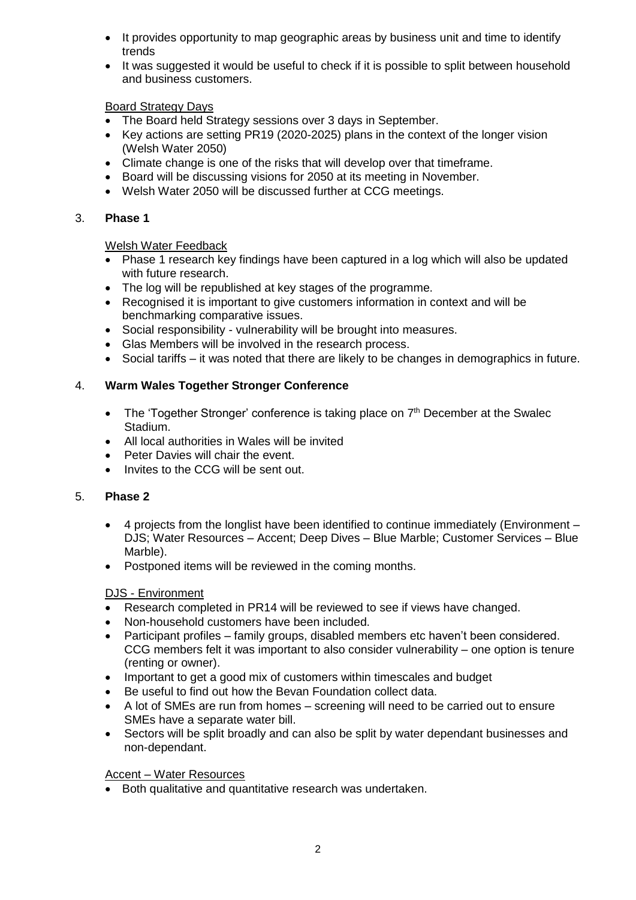- It provides opportunity to map geographic areas by business unit and time to identify trends
- It was suggested it would be useful to check if it is possible to split between household and business customers.

Board Strategy Days

- The Board held Strategy sessions over 3 days in September.
- Key actions are setting PR19 (2020-2025) plans in the context of the longer vision (Welsh Water 2050)
- Climate change is one of the risks that will develop over that timeframe.
- Board will be discussing visions for 2050 at its meeting in November.
- Welsh Water 2050 will be discussed further at CCG meetings.

## 3. Phase 1

Welsh Water Feedback

- Phase 1 research key findings have been captured in a log which will also be updated with future research.
- The log will be republished at key stages of the programme.
- Recognised it is important to give customers information in context and will be benchmarking comparative issues.
- Social responsibility - vulnerability will be brought into measures.
- Glas Members will be involved in the research process.
- Social tariffs – it was noted that there are likely to be changes in demographics in future.

## 4. Warm Wales Together Stronger Conference

- The 'Together Stronger' conference is taking place on 7th December at the Swalec Stadium.
- All local authorities in Wales will be invited
- Peter Davies will chair the event.
- Invites to the CCG will be sent out.

## 5. Phase 2

- 4 projects from the longlist have been identified to continue immediately (Environment – DJS; Water Resources – Accent; Deep Dives – Blue Marble; Customer Services – Blue Marble).
- Postponed items will be reviewed in the coming months.

DJS - Environment

- Research completed in PR14 will be reviewed to see if views have changed.
- Non-household customers have been included.
- Participant profiles – family groups, disabled members etc haven't been considered. CCG members felt it was important to also consider vulnerability – one option is tenure (renting or owner).
- Important to get a good mix of customers within timescales and budget
- Be useful to find out how the Bevan Foundation collect data.
- A lot of SMEs are run from homes – screening will need to be carried out to ensure SMEs have a separate water bill.
- Sectors will be split broadly and can also be split by water dependant businesses and non-dependant.

Accent – Water Resources

- Both qualitative and quantitative research was undertaken.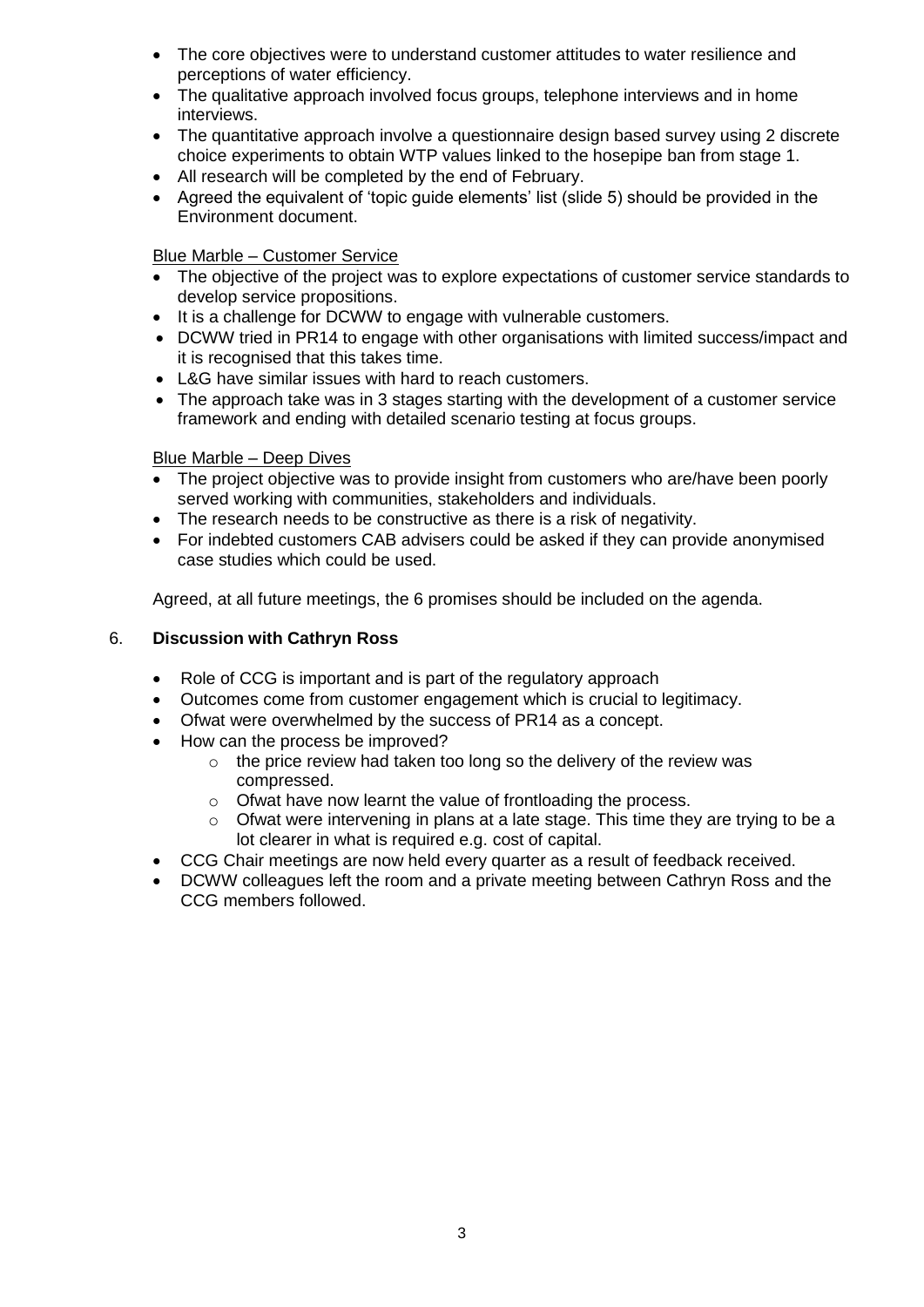- The core objectives were to understand customer attitudes to water resilience and perceptions of water efficiency.
- The qualitative approach involved focus groups, telephone interviews and in home interviews.
- The quantitative approach involve a questionnaire design based survey using 2 discrete choice experiments to obtain WTP values linked to the hosepipe ban from stage 1.
- All research will be completed by the end of February.
- Agreed the equivalent of 'topic guide elements' list (slide 5) should be provided in the Environment document.

<u>Blue Marble – Customer Service</u>

- The objective of the project was to explore expectations of customer service standards to develop service propositions.
- It is a challenge for DCWW to engage with vulnerable customers.
- DCWW tried in PR14 to engage with other organisations with limited success/impact and it is recognised that this takes time.
- L&G have similar issues with hard to reach customers.
- The approach take was in 3 stages starting with the development of a customer service framework and ending with detailed scenario testing at focus groups.

<u>Blue Marble – Deep Dives</u>

- The project objective was to provide insight from customers who are/have been poorly served working with communities, stakeholders and individuals.
- The research needs to be constructive as there is a risk of negativity.
- For indebted customers CAB advisers could be asked if they can provide anonymised case studies which could be used.

Agreed, at all future meetings, the 6 promises should be included on the agenda.

6. **Discussion with Cathryn Ross**

- Role of CCG is important and is part of the regulatory approach
- Outcomes come from customer engagement which is crucial to legitimacy.
- Ofwat were overwhelmed by the success of PR14 as a concept.
- How can the process be improved?
  - the price review had taken too long so the delivery of the review was compressed.
  - Ofwat have now learnt the value of frontloading the process.
  - Ofwat were intervening in plans at a late stage. This time they are trying to be a lot clearer in what is required e.g. cost of capital.
- CCG Chair meetings are now held every quarter as a result of feedback received.
- DCWW colleagues left the room and a private meeting between Cathryn Ross and the CCG members followed.